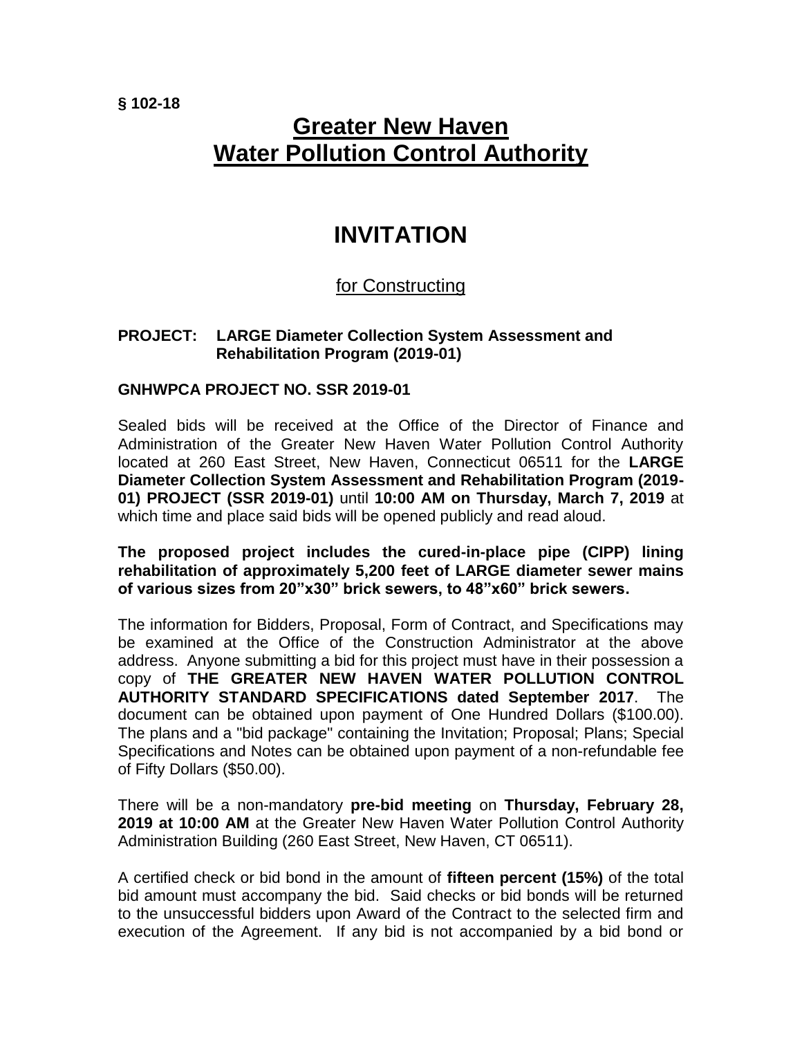**§ 102-18**

# Greater New Haven Water Pollution Control Authority

# INVITATION

## for Constructing

**PROJECT: LARGE Diameter Collection System Assessment and Rehabilitation Program (2019-01)**

**GNHWPCA PROJECT NO. SSR 2019-01**

Sealed bids will be received at the Office of the Director of Finance and Administration of the Greater New Haven Water Pollution Control Authority located at 260 East Street, New Haven, Connecticut 06511 for the **LARGE Diameter Collection System Assessment and Rehabilitation Program (2019-01) PROJECT (SSR 2019-01)** until **10:00 AM on Thursday, March 7, 2019** at which time and place said bids will be opened publicly and read aloud.

**The proposed project includes the cured-in-place pipe (CIPP) lining rehabilitation of approximately 5,200 feet of LARGE diameter sewer mains of various sizes from 20"x30" brick sewers, to 48"x60" brick sewers.**

The information for Bidders, Proposal, Form of Contract, and Specifications may be examined at the Office of the Construction Administrator at the above address. Anyone submitting a bid for this project must have in their possession a copy of **THE GREATER NEW HAVEN WATER POLLUTION CONTROL AUTHORITY STANDARD SPECIFICATIONS dated September 2017**. The document can be obtained upon payment of One Hundred Dollars ($100.00). The plans and a "bid package" containing the Invitation; Proposal; Plans; Special Specifications and Notes can be obtained upon payment of a non-refundable fee of Fifty Dollars ($50.00).

There will be a non-mandatory **pre-bid meeting** on **Thursday, February 28, 2019 at 10:00 AM** at the Greater New Haven Water Pollution Control Authority Administration Building (260 East Street, New Haven, CT 06511).

A certified check or bid bond in the amount of **fifteen percent (15%)** of the total bid amount must accompany the bid. Said checks or bid bonds will be returned to the unsuccessful bidders upon Award of the Contract to the selected firm and execution of the Agreement. If any bid is not accompanied by a bid bond or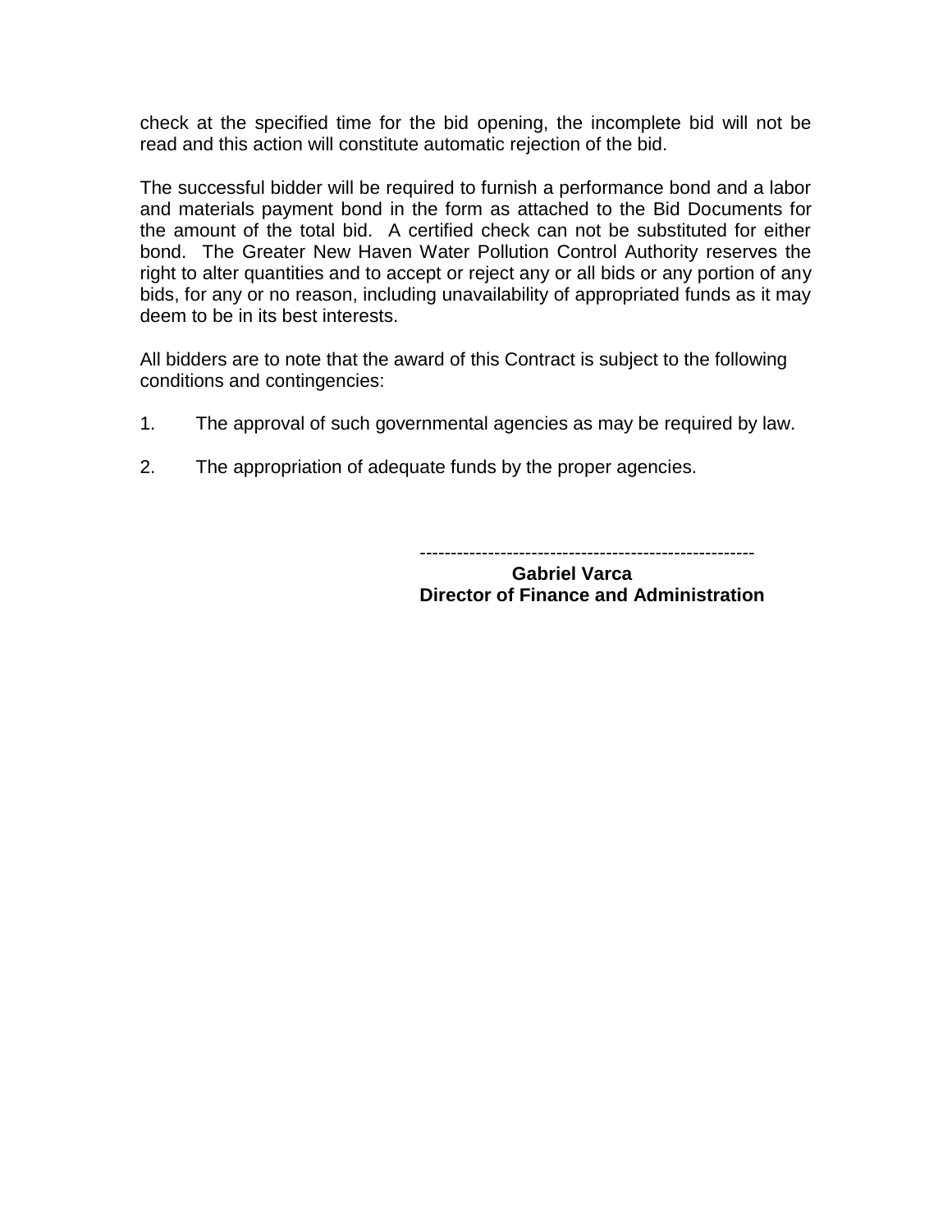check at the specified time for the bid opening, the incomplete bid will not be read and this action will constitute automatic rejection of the bid.

The successful bidder will be required to furnish a performance bond and a labor and materials payment bond in the form as attached to the Bid Documents for the amount of the total bid. A certified check can not be substituted for either bond. The Greater New Haven Water Pollution Control Authority reserves the right to alter quantities and to accept or reject any or all bids or any portion of any bids, for any or no reason, including unavailability of appropriated funds as it may deem to be in its best interests.

All bidders are to note that the award of this Contract is subject to the following conditions and contingencies:

1. The approval of such governmental agencies as may be required by law.

2. The appropriation of adequate funds by the proper agencies.

------------------------------------------------------

**Gabriel Varca**
**Director of Finance and Administration**